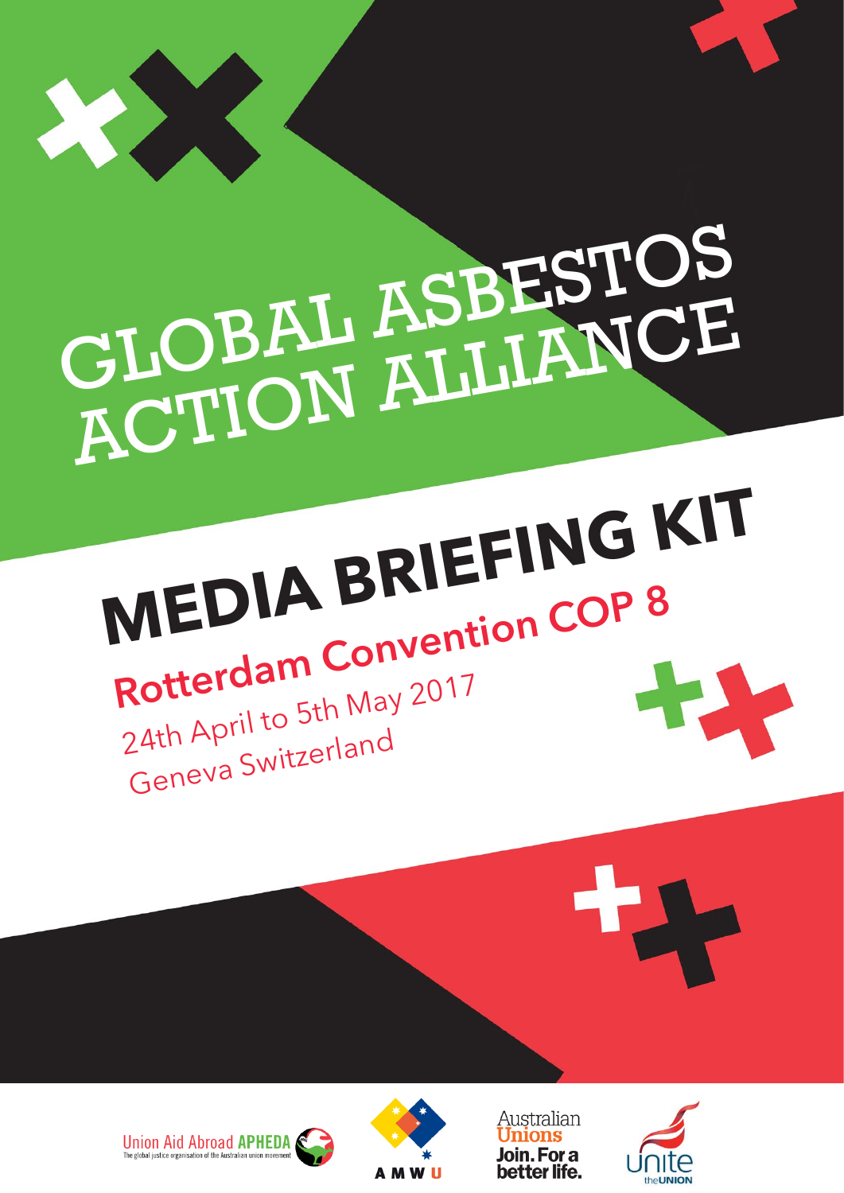# GLOBAL ASBESTOS ACTION ALLIANCE

# MEDIA BRIEFING KIT

## Rotterdam Convention COP 8

24th April to 5th May 2017

Geneva Switzerland

Union Aid Abroad APHEDA
The global justice organisation of the Australian union movement

AMWU

Australian Unions
Join. For a better life.

unite the UNION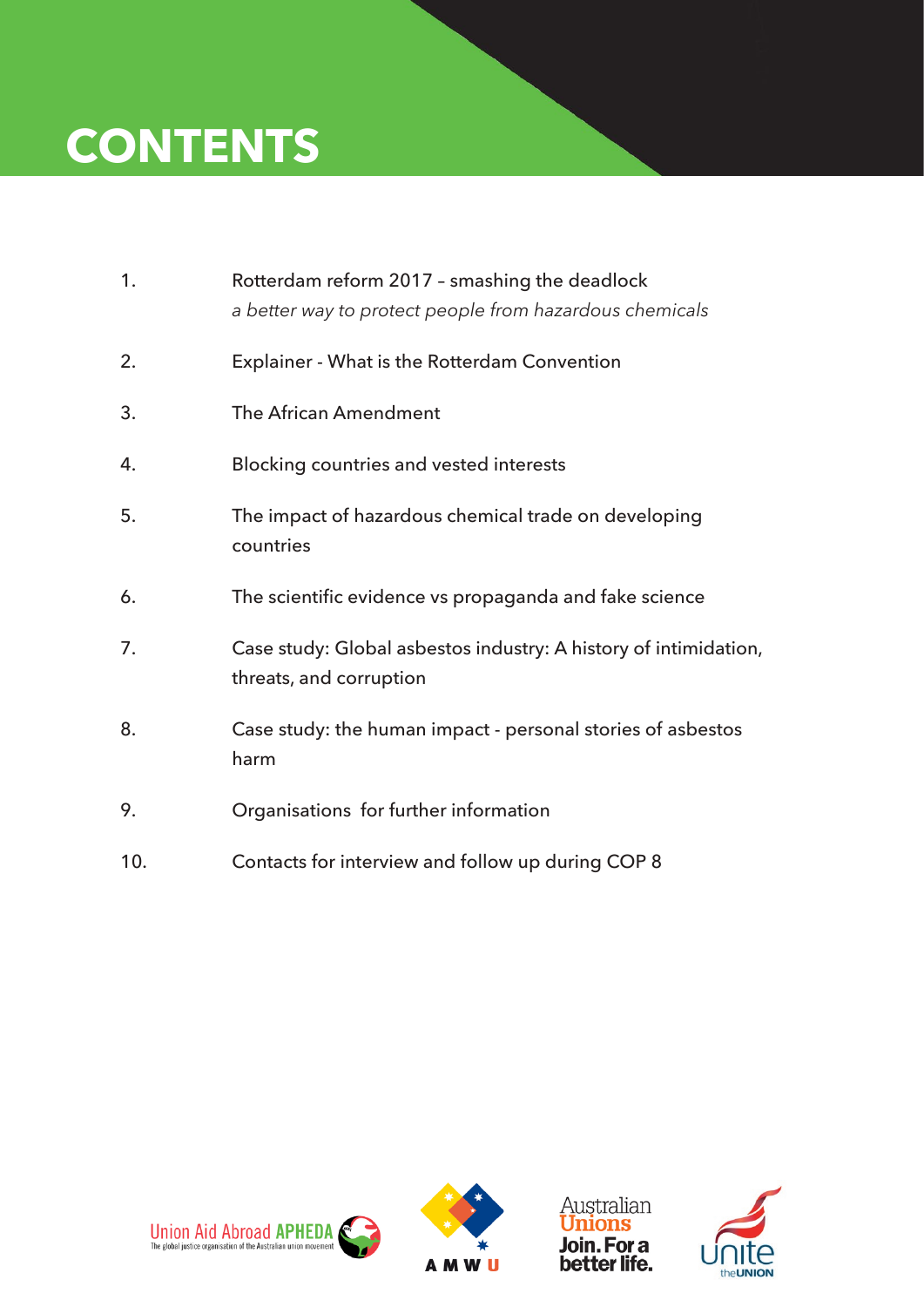# CONTENTS

1. Rotterdam reform 2017 – smashing the deadlock
   *a better way to protect people from hazardous chemicals*
2. Explainer - What is the Rotterdam Convention
3. The African Amendment
4. Blocking countries and vested interests
5. The impact of hazardous chemical trade on developing countries
6. The scientific evidence vs propaganda and fake science
7. Case study: Global asbestos industry: A history of intimidation, threats, and corruption
8. Case study: the human impact - personal stories of asbestos harm
9. Organisations for further information
10. Contacts for interview and follow up during COP 8

Union Aid Abroad APHEDA
The global justice organisation of the Australian union movement

AMWU

Australian Unions
Join. For a better life.

Unite the UNION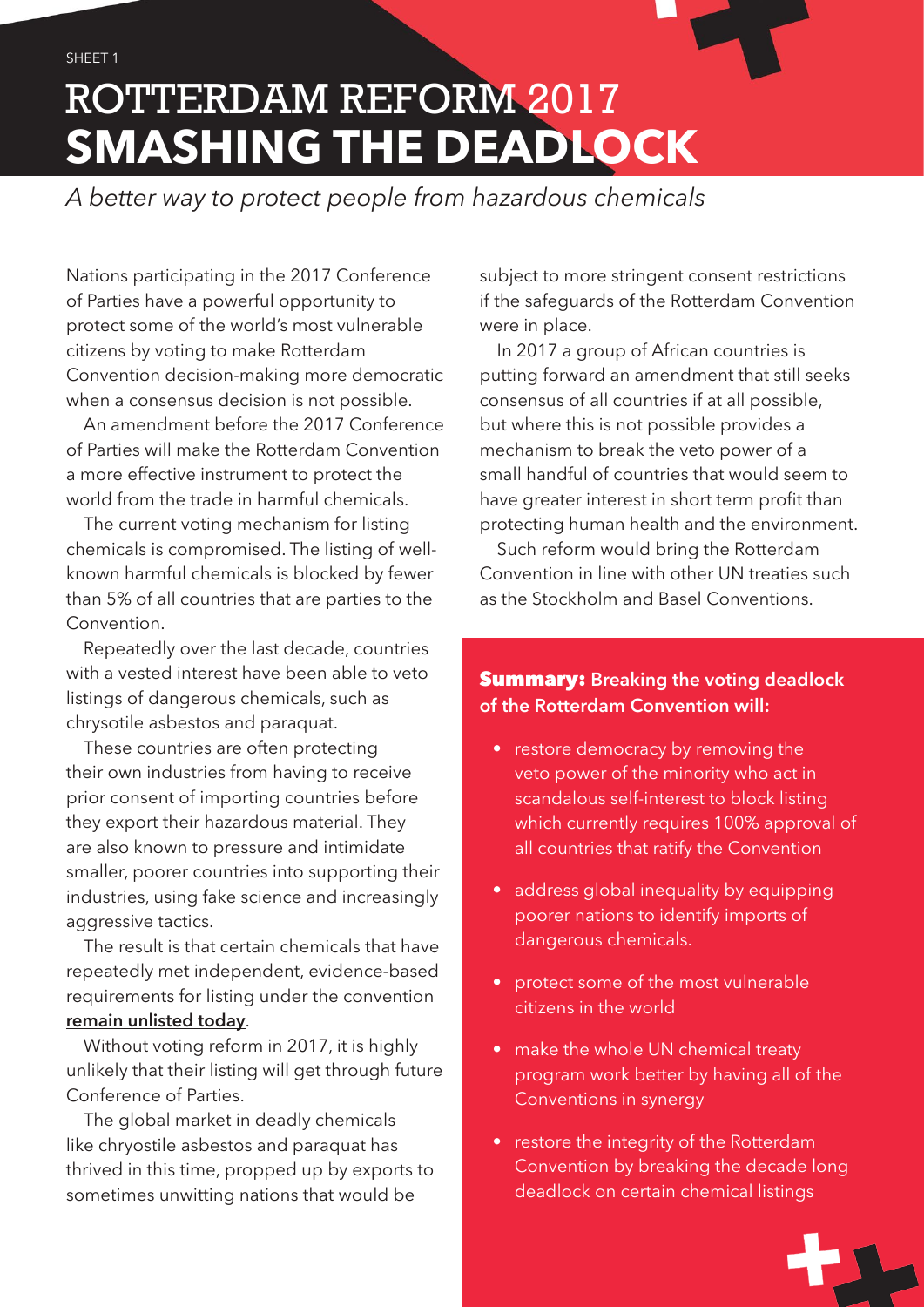SHEET 1

# ROTTERDAM REFORM 2017
# **SMASHING THE DEADLOCK**

*A better way to protect people from hazardous chemicals*

Nations participating in the 2017 Conference of Parties have a powerful opportunity to protect some of the world's most vulnerable citizens by voting to make Rotterdam Convention decision-making more democratic when a consensus decision is not possible.

An amendment before the 2017 Conference of Parties will make the Rotterdam Convention a more effective instrument to protect the world from the trade in harmful chemicals.

The current voting mechanism for listing chemicals is compromised. The listing of well-known harmful chemicals is blocked by fewer than 5% of all countries that are parties to the Convention.

Repeatedly over the last decade, countries with a vested interest have been able to veto listings of dangerous chemicals, such as chrysotile asbestos and paraquat.

These countries are often protecting their own industries from having to receive prior consent of importing countries before they export their hazardous material. They are also known to pressure and intimidate smaller, poorer countries into supporting their industries, using fake science and increasingly aggressive tactics.

The result is that certain chemicals that have repeatedly met independent, evidence-based requirements for listing under the convention **remain unlisted today**.

Without voting reform in 2017, it is highly unlikely that their listing will get through future Conference of Parties.

The global market in deadly chemicals like chryostile asbestos and paraquat has thrived in this time, propped up by exports to sometimes unwitting nations that would be subject to more stringent consent restrictions if the safeguards of the Rotterdam Convention were in place.

In 2017 a group of African countries is putting forward an amendment that still seeks consensus of all countries if at all possible, but where this is not possible provides a mechanism to break the veto power of a small handful of countries that would seem to have greater interest in short term profit than protecting human health and the environment.

Such reform would bring the Rotterdam Convention in line with other UN treaties such as the Stockholm and Basel Conventions.

**Summary: Breaking the voting deadlock of the Rotterdam Convention will:**

- restore democracy by removing the veto power of the minority who act in scandalous self-interest to block listing which currently requires 100% approval of all countries that ratify the Convention
- address global inequality by equipping poorer nations to identify imports of dangerous chemicals.
- protect some of the most vulnerable citizens in the world
- make the whole UN chemical treaty program work better by having all of the Conventions in synergy
- restore the integrity of the Rotterdam Convention by breaking the decade long deadlock on certain chemical listings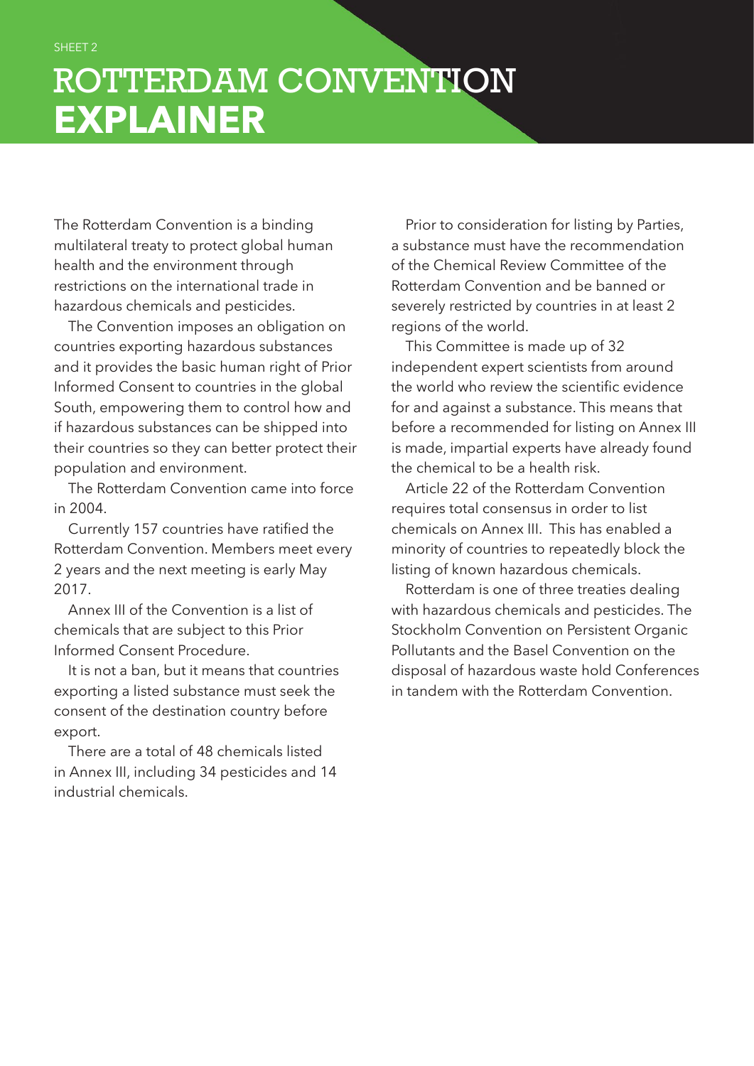SHEET 2

# ROTTERDAM CONVENTION **EXPLAINER**

The Rotterdam Convention is a binding multilateral treaty to protect global human health and the environment through restrictions on the international trade in hazardous chemicals and pesticides.

The Convention imposes an obligation on countries exporting hazardous substances and it provides the basic human right of Prior Informed Consent to countries in the global South, empowering them to control how and if hazardous substances can be shipped into their countries so they can better protect their population and environment.

The Rotterdam Convention came into force in 2004.

Currently 157 countries have ratified the Rotterdam Convention. Members meet every 2 years and the next meeting is early May 2017.

Annex III of the Convention is a list of chemicals that are subject to this Prior Informed Consent Procedure.

It is not a ban, but it means that countries exporting a listed substance must seek the consent of the destination country before export.

There are a total of 48 chemicals listed in Annex III, including 34 pesticides and 14 industrial chemicals.

Prior to consideration for listing by Parties, a substance must have the recommendation of the Chemical Review Committee of the Rotterdam Convention and be banned or severely restricted by countries in at least 2 regions of the world.

This Committee is made up of 32 independent expert scientists from around the world who review the scientific evidence for and against a substance. This means that before a recommended for listing on Annex III is made, impartial experts have already found the chemical to be a health risk.

Article 22 of the Rotterdam Convention requires total consensus in order to list chemicals on Annex III. This has enabled a minority of countries to repeatedly block the listing of known hazardous chemicals.

Rotterdam is one of three treaties dealing with hazardous chemicals and pesticides. The Stockholm Convention on Persistent Organic Pollutants and the Basel Convention on the disposal of hazardous waste hold Conferences in tandem with the Rotterdam Convention.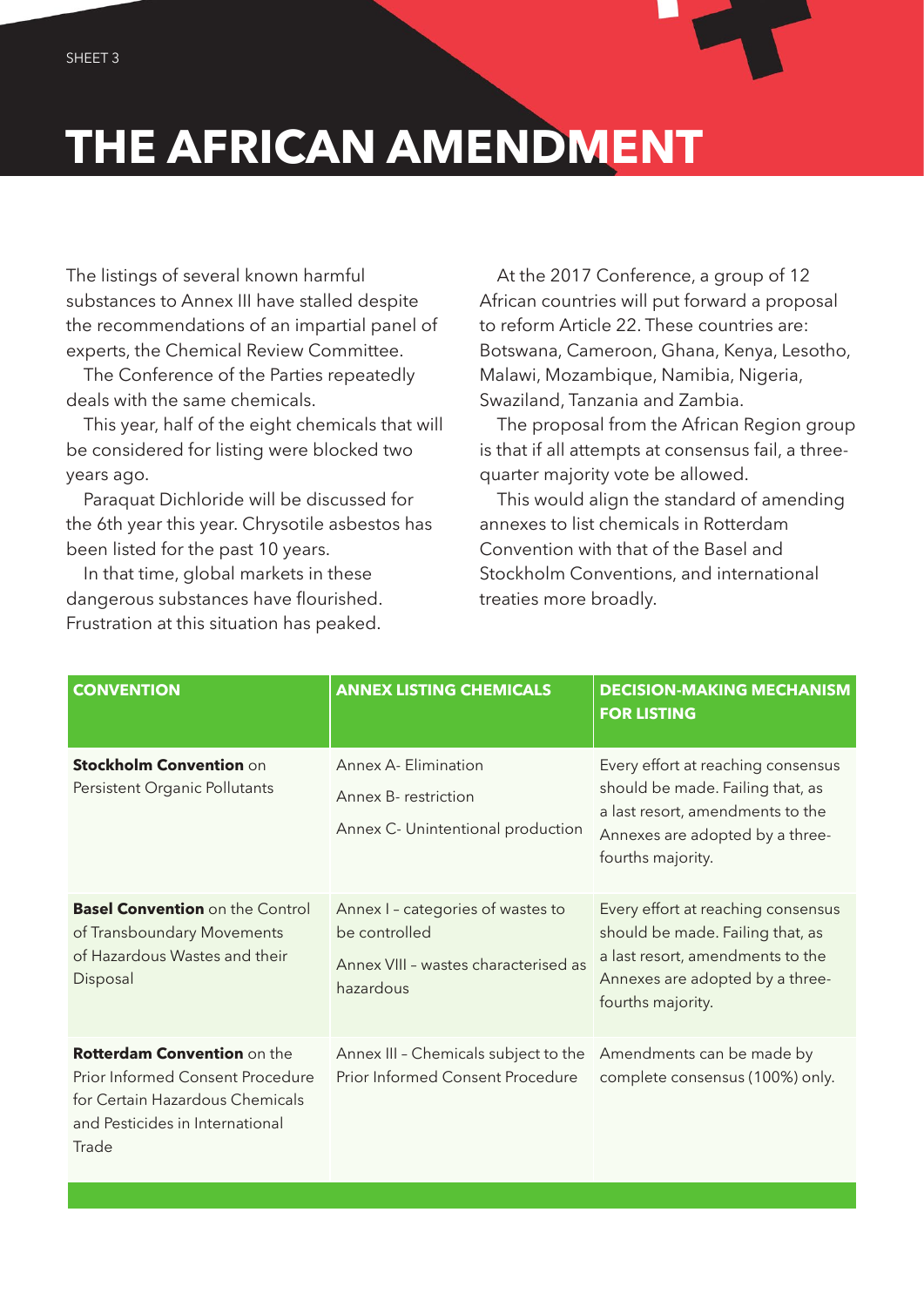# THE AFRICAN AMENDMENT

The listings of several known harmful substances to Annex III have stalled despite the recommendations of an impartial panel of experts, the Chemical Review Committee.

The Conference of the Parties repeatedly deals with the same chemicals.

This year, half of the eight chemicals that will be considered for listing were blocked two years ago.

Paraquat Dichloride will be discussed for the 6th year this year. Chrysotile asbestos has been listed for the past 10 years.

In that time, global markets in these dangerous substances have flourished. Frustration at this situation has peaked.

At the 2017 Conference, a group of 12 African countries will put forward a proposal to reform Article 22. These countries are: Botswana, Cameroon, Ghana, Kenya, Lesotho, Malawi, Mozambique, Namibia, Nigeria, Swaziland, Tanzania and Zambia.

The proposal from the African Region group is that if all attempts at consensus fail, a three-quarter majority vote be allowed.

This would align the standard of amending annexes to list chemicals in Rotterdam Convention with that of the Basel and Stockholm Conventions, and international treaties more broadly.

| CONVENTION | ANNEX LISTING CHEMICALS | DECISION-MAKING MECHANISM FOR LISTING |
|---|---|---|
| **Stockholm Convention** on Persistent Organic Pollutants | Annex A- Elimination<br>Annex B- restriction<br>Annex C- Unintentional production | Every effort at reaching consensus should be made. Failing that, as a last resort, amendments to the Annexes are adopted by a three-fourths majority. |
| **Basel Convention** on the Control of Transboundary Movements of Hazardous Wastes and their Disposal | Annex I – categories of wastes to be controlled<br>Annex VIII – wastes characterised as hazardous | Every effort at reaching consensus should be made. Failing that, as a last resort, amendments to the Annexes are adopted by a three-fourths majority. |
| **Rotterdam Convention** on the Prior Informed Consent Procedure for Certain Hazardous Chemicals and Pesticides in International Trade | Annex III – Chemicals subject to the Prior Informed Consent Procedure | Amendments can be made by complete consensus (100%) only. |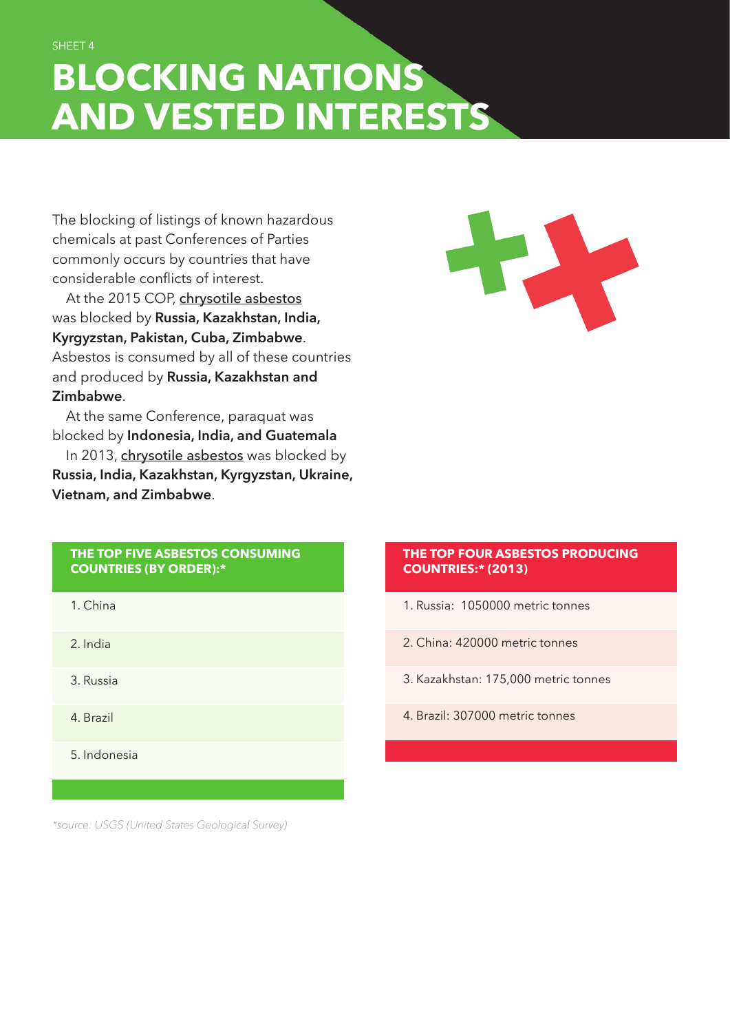SHEET 4

# BLOCKING NATIONS AND VESTED INTERESTS

The blocking of listings of known hazardous chemicals at past Conferences of Parties commonly occurs by countries that have considerable conflicts of interest.

At the 2015 COP, chrysotile asbestos was blocked by **Russia, Kazakhstan, India, Kyrgyzstan, Pakistan, Cuba, Zimbabwe**. Asbestos is consumed by all of these countries and produced by **Russia, Kazakhstan and Zimbabwe**.

At the same Conference, paraquat was blocked by **Indonesia, India, and Guatemala**

In 2013, chrysotile asbestos was blocked by **Russia, India, Kazakhstan, Kyrgyzstan, Ukraine, Vietnam, and Zimbabwe**.

| THE TOP FIVE ASBESTOS CONSUMING COUNTRIES (BY ORDER):* |
|---|
| 1. China |
| 2. India |
| 3. Russia |
| 4. Brazil |
| 5. Indonesia |

| THE TOP FOUR ASBESTOS PRODUCING COUNTRIES:* (2013) |
|---|
| 1. Russia: 1050000 metric tonnes |
| 2. China: 420000 metric tonnes |
| 3. Kazakhstan: 175,000 metric tonnes |
| 4. Brazil: 307000 metric tonnes |

*\*source: USGS (United States Geological Survey)*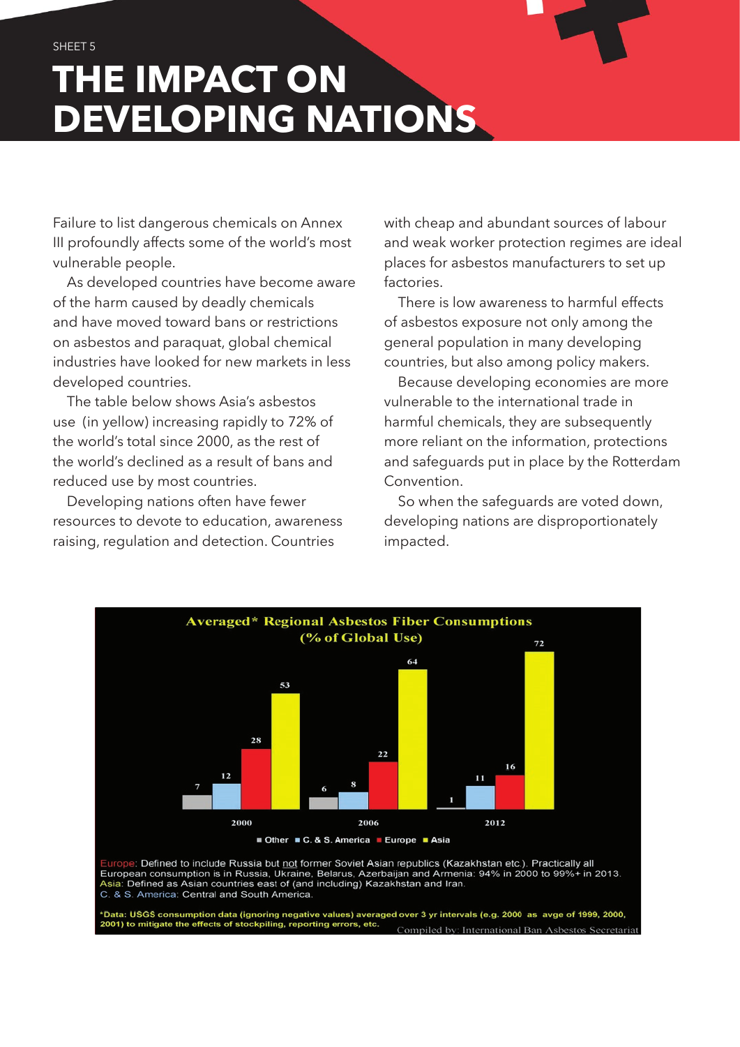SHEET 5

# THE IMPACT ON DEVELOPING NATIONS

Failure to list dangerous chemicals on Annex III profoundly affects some of the world's most vulnerable people.

As developed countries have become aware of the harm caused by deadly chemicals and have moved toward bans or restrictions on asbestos and paraquat, global chemical industries have looked for new markets in less developed countries.

The table below shows Asia's asbestos use (in yellow) increasing rapidly to 72% of the world's total since 2000, as the rest of the world's declined as a result of bans and reduced use by most countries.

Developing nations often have fewer resources to devote to education, awareness raising, regulation and detection. Countries with cheap and abundant sources of labour and weak worker protection regimes are ideal places for asbestos manufacturers to set up factories.

There is low awareness to harmful effects of asbestos exposure not only among the general population in many developing countries, but also among policy makers.

Because developing economies are more vulnerable to the international trade in harmful chemicals, they are subsequently more reliant on the information, protections and safeguards put in place by the Rotterdam Convention.

So when the safeguards are voted down, developing nations are disproportionately impacted.

**Averaged\* Regional Asbestos Fiber Consumptions (% of Global Use)**

| Year | Other | C. & S. America | Europe | Asia |
|---|---|---|---|---|
| 2000 | 7 | 12 | 28 | 53 |
| 2006 | 6 | 8 | 22 | 64 |
| 2012 | 1 | 11 | 16 | 72 |

Europe: Defined to include Russia but not former Soviet Asian republics (Kazakhstan etc.). Practically all European consumption is in Russia, Ukraine, Belarus, Azerbaijan and Armenia: 94% in 2000 to 99%+ in 2013.
Asia: Defined as Asian countries east of (and including) Kazakhstan and Iran.
C. & S. America: Central and South America.

\*Data: USGS consumption data (ignoring negative values) averaged over 3 yr intervals (e.g. 2000 as avge of 1999, 2000, 2001) to mitigate the effects of stockpiling, reporting errors, etc.

Compiled by: International Ban Asbestos Secretariat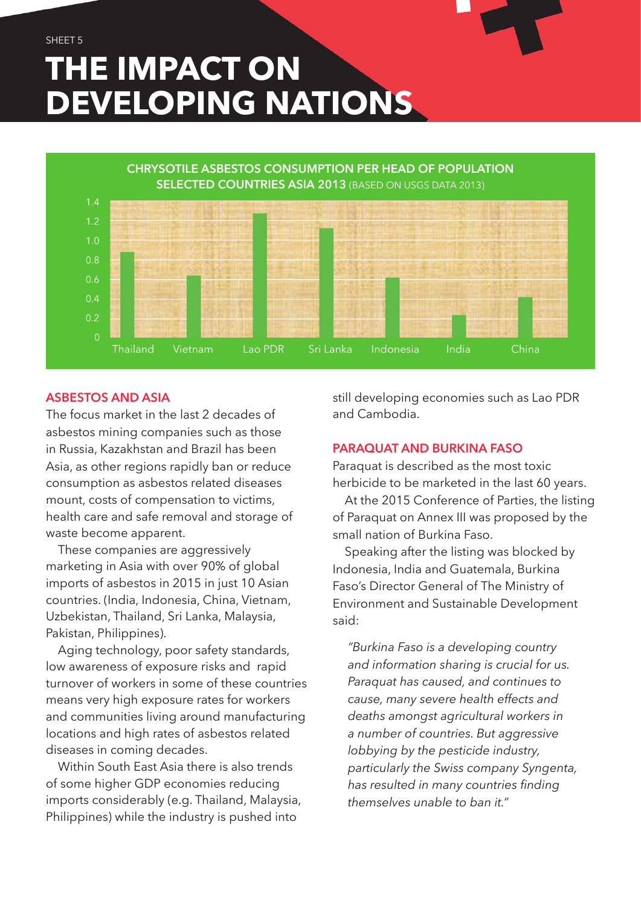SHEET 5

# THE IMPACT ON DEVELOPING NATIONS

**CHRYSOTILE ASBESTOS CONSUMPTION PER HEAD OF POPULATION SELECTED COUNTRIES ASIA 2013** (BASED ON USGS DATA 2013)

| Country | Consumption per head |
|---|---|
| Thailand | ~0.88 |
| Vietnam | ~0.64 |
| Lao PDR | ~1.28 |
| Sri Lanka | ~1.13 |
| Indonesia | ~0.62 |
| India | ~0.23 |
| China | ~0.42 |

## ASBESTOS AND ASIA

The focus market in the last 2 decades of asbestos mining companies such as those in Russia, Kazakhstan and Brazil has been Asia, as other regions rapidly ban or reduce consumption as asbestos related diseases mount, costs of compensation to victims, health care and safe removal and storage of waste become apparent.

These companies are aggressively marketing in Asia with over 90% of global imports of asbestos in 2015 in just 10 Asian countries. (India, Indonesia, China, Vietnam, Uzbekistan, Thailand, Sri Lanka, Malaysia, Pakistan, Philippines).

Aging technology, poor safety standards, low awareness of exposure risks and rapid turnover of workers in some of these countries means very high exposure rates for workers and communities living around manufacturing locations and high rates of asbestos related diseases in coming decades.

Within South East Asia there is also trends of some higher GDP economies reducing imports considerably (e.g. Thailand, Malaysia, Philippines) while the industry is pushed into still developing economies such as Lao PDR and Cambodia.

## PARAQUAT AND BURKINA FASO

Paraquat is described as the most toxic herbicide to be marketed in the last 60 years.

At the 2015 Conference of Parties, the listing of Paraquat on Annex III was proposed by the small nation of Burkina Faso.

Speaking after the listing was blocked by Indonesia, India and Guatemala, Burkina Faso's Director General of The Ministry of Environment and Sustainable Development said:

> *"Burkina Faso is a developing country and information sharing is crucial for us. Paraquat has caused, and continues to cause, many severe health effects and deaths amongst agricultural workers in a number of countries. But aggressive lobbying by the pesticide industry, particularly the Swiss company Syngenta, has resulted in many countries finding themselves unable to ban it."*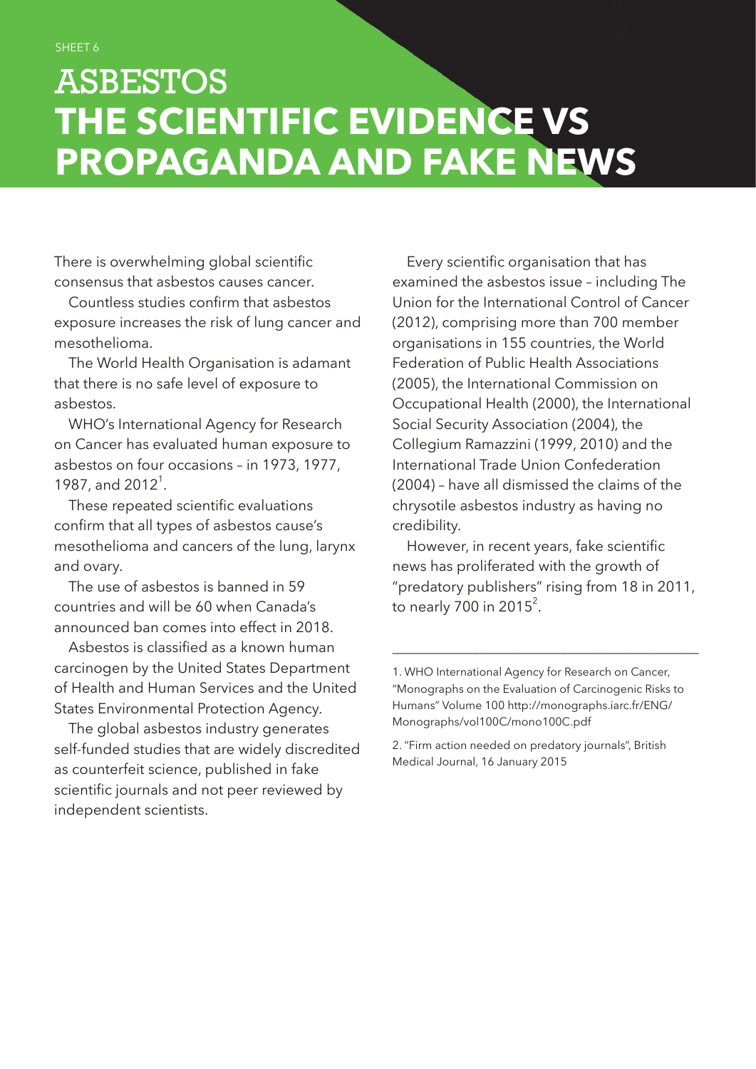SHEET 6

# ASBESTOS
# THE SCIENTIFIC EVIDENCE VS PROPAGANDA AND FAKE NEWS

There is overwhelming global scientific consensus that asbestos causes cancer.

Countless studies confirm that asbestos exposure increases the risk of lung cancer and mesothelioma.

The World Health Organisation is adamant that there is no safe level of exposure to asbestos.

WHO's International Agency for Research on Cancer has evaluated human exposure to asbestos on four occasions – in 1973, 1977, 1987, and 2012[1].

These repeated scientific evaluations confirm that all types of asbestos cause's mesothelioma and cancers of the lung, larynx and ovary.

The use of asbestos is banned in 59 countries and will be 60 when Canada's announced ban comes into effect in 2018.

Asbestos is classified as a known human carcinogen by the United States Department of Health and Human Services and the United States Environmental Protection Agency.

The global asbestos industry generates self-funded studies that are widely discredited as counterfeit science, published in fake scientific journals and not peer reviewed by independent scientists.

Every scientific organisation that has examined the asbestos issue – including The Union for the International Control of Cancer (2012), comprising more than 700 member organisations in 155 countries, the World Federation of Public Health Associations (2005), the International Commission on Occupational Health (2000), the International Social Security Association (2004), the Collegium Ramazzini (1999, 2010) and the International Trade Union Confederation (2004) – have all dismissed the claims of the chrysotile asbestos industry as having no credibility.

However, in recent years, fake scientific news has proliferated with the growth of "predatory publishers" rising from 18 in 2011, to nearly 700 in 2015[2].

---

1. WHO International Agency for Research on Cancer, "Monographs on the Evaluation of Carcinogenic Risks to Humans" Volume 100 http://monographs.iarc.fr/ENG/Monographs/vol100C/mono100C.pdf

2. "Firm action needed on predatory journals", British Medical Journal, 16 January 2015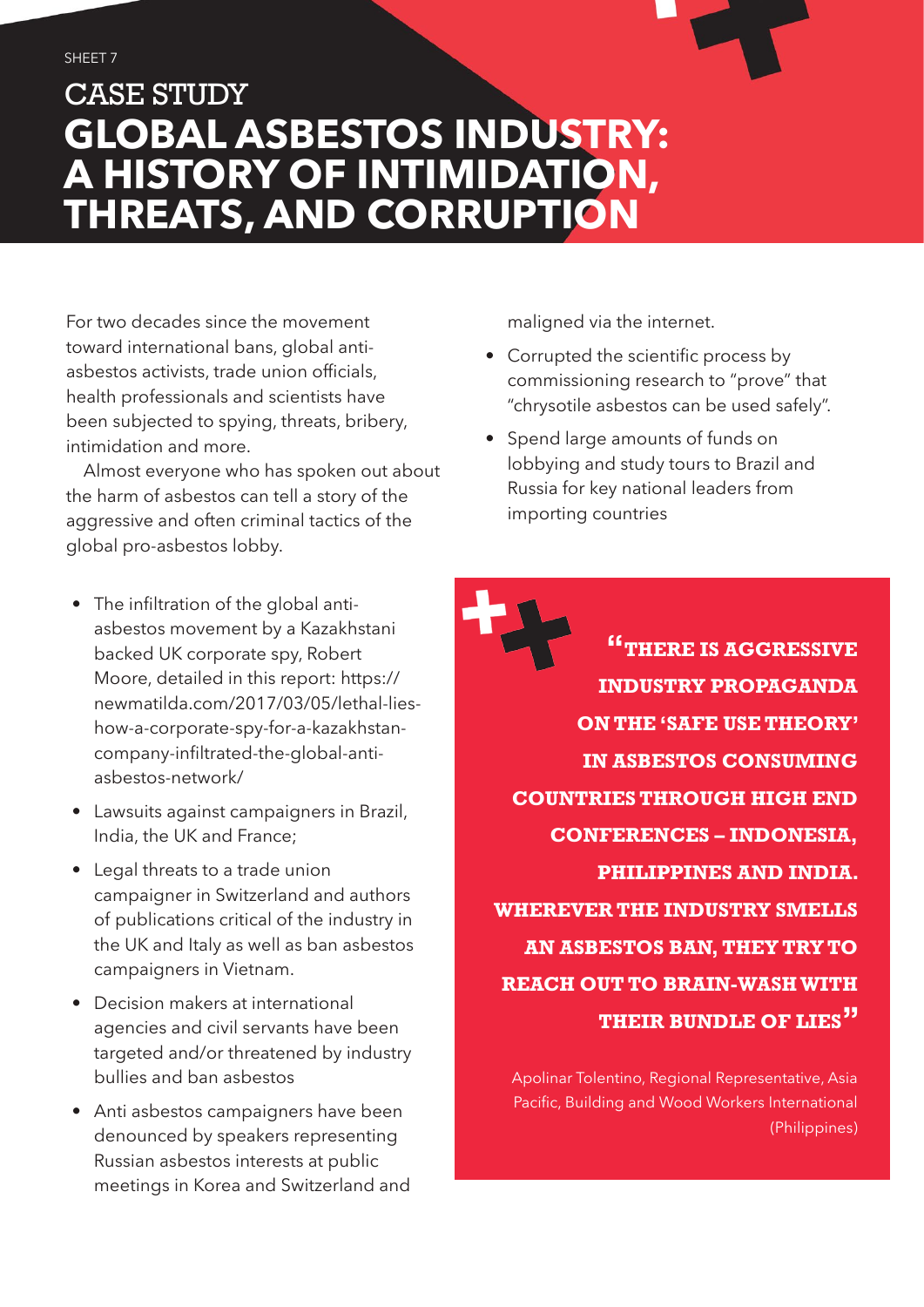SHEET 7

# CASE STUDY
# GLOBAL ASBESTOS INDUSTRY: A HISTORY OF INTIMIDATION, THREATS, AND CORRUPTION

For two decades since the movement toward international bans, global anti-asbestos activists, trade union officials, health professionals and scientists have been subjected to spying, threats, bribery, intimidation and more.

Almost everyone who has spoken out about the harm of asbestos can tell a story of the aggressive and often criminal tactics of the global pro-asbestos lobby.

- The infiltration of the global anti-asbestos movement by a Kazakhstani backed UK corporate spy, Robert Moore, detailed in this report: https://newmatilda.com/2017/03/05/lethal-lies-how-a-corporate-spy-for-a-kazakhstan-company-infiltrated-the-global-anti-asbestos-network/
- Lawsuits against campaigners in Brazil, India, the UK and France;
- Legal threats to a trade union campaigner in Switzerland and authors of publications critical of the industry in the UK and Italy as well as ban asbestos campaigners in Vietnam.
- Decision makers at international agencies and civil servants have been targeted and/or threatened by industry bullies and ban asbestos
- Anti asbestos campaigners have been denounced by speakers representing Russian asbestos interests at public meetings in Korea and Switzerland and maligned via the internet.
- Corrupted the scientific process by commissioning research to "prove" that "chrysotile asbestos can be used safely".
- Spend large amounts of funds on lobbying and study tours to Brazil and Russia for key national leaders from importing countries

> **"THERE IS AGGRESSIVE INDUSTRY PROPAGANDA ON THE 'SAFE USE THEORY' IN ASBESTOS CONSUMING COUNTRIES THROUGH HIGH END CONFERENCES – INDONESIA, PHILIPPINES AND INDIA. WHEREVER THE INDUSTRY SMELLS AN ASBESTOS BAN, THEY TRY TO REACH OUT TO BRAIN-WASH WITH THEIR BUNDLE OF LIES"**
>
> Apolinar Tolentino, Regional Representative, Asia Pacific, Building and Wood Workers International (Philippines)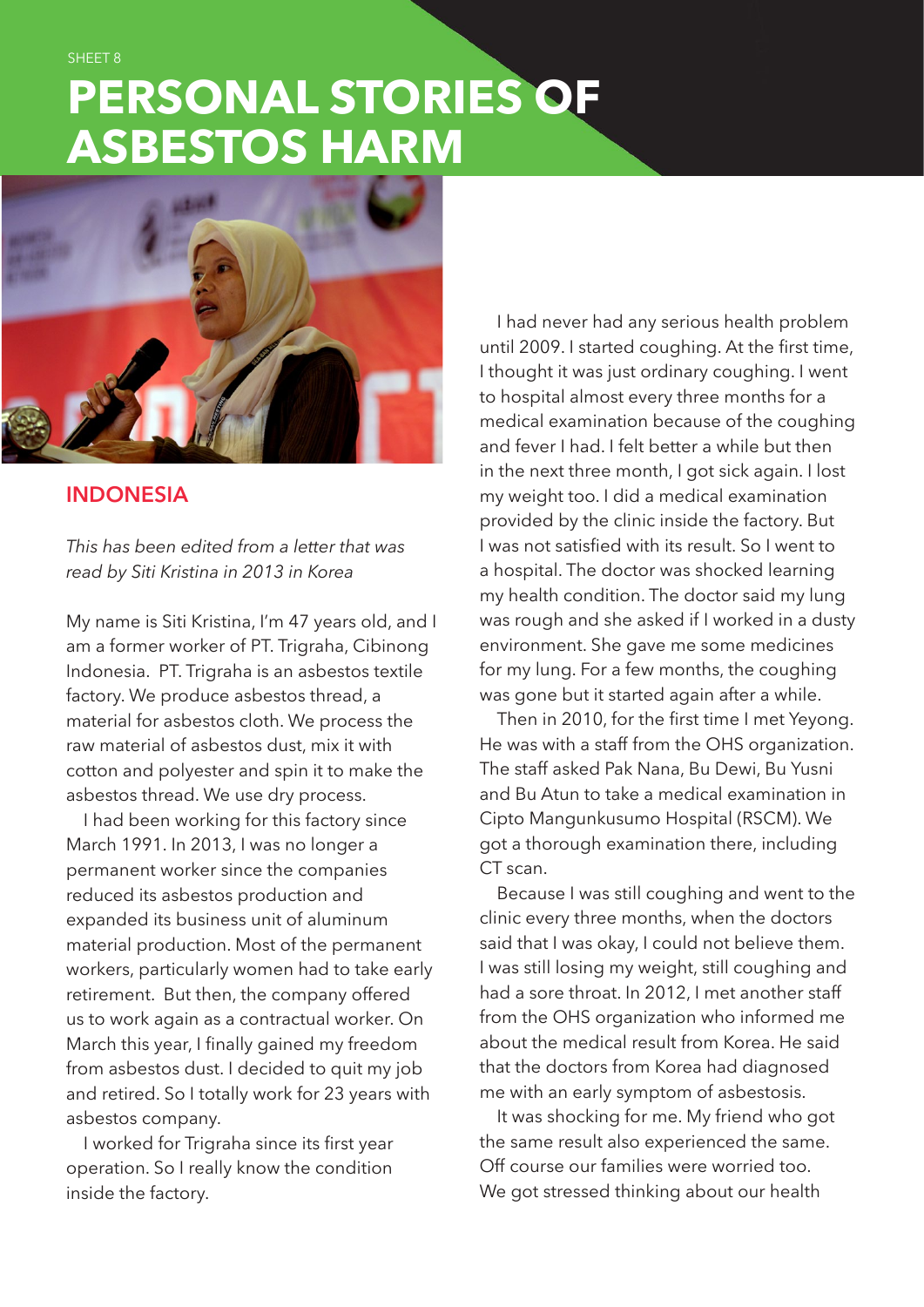SHEET 8

# PERSONAL STORIES OF ASBESTOS HARM

## INDONESIA

*This has been edited from a letter that was read by Siti Kristina in 2013 in Korea*

My name is Siti Kristina, I'm 47 years old, and I am a former worker of PT. Trigraha, Cibinong Indonesia. PT. Trigraha is an asbestos textile factory. We produce asbestos thread, a material for asbestos cloth. We process the raw material of asbestos dust, mix it with cotton and polyester and spin it to make the asbestos thread. We use dry process.

I had been working for this factory since March 1991. In 2013, I was no longer a permanent worker since the companies reduced its asbestos production and expanded its business unit of aluminum material production. Most of the permanent workers, particularly women had to take early retirement. But then, the company offered us to work again as a contractual worker. On March this year, I finally gained my freedom from asbestos dust. I decided to quit my job and retired. So I totally work for 23 years with asbestos company.

I worked for Trigraha since its first year operation. So I really know the condition inside the factory.

I had never had any serious health problem until 2009. I started coughing. At the first time, I thought it was just ordinary coughing. I went to hospital almost every three months for a medical examination because of the coughing and fever I had. I felt better a while but then in the next three month, I got sick again. I lost my weight too. I did a medical examination provided by the clinic inside the factory. But I was not satisfied with its result. So I went to a hospital. The doctor was shocked learning my health condition. The doctor said my lung was rough and she asked if I worked in a dusty environment. She gave me some medicines for my lung. For a few months, the coughing was gone but it started again after a while.

Then in 2010, for the first time I met Yeyong. He was with a staff from the OHS organization. The staff asked Pak Nana, Bu Dewi, Bu Yusni and Bu Atun to take a medical examination in Cipto Mangunkusumo Hospital (RSCM). We got a thorough examination there, including CT scan.

Because I was still coughing and went to the clinic every three months, when the doctors said that I was okay, I could not believe them. I was still losing my weight, still coughing and had a sore throat. In 2012, I met another staff from the OHS organization who informed me about the medical result from Korea. He said that the doctors from Korea had diagnosed me with an early symptom of asbestosis.

It was shocking for me. My friend who got the same result also experienced the same. Off course our families were worried too. We got stressed thinking about our health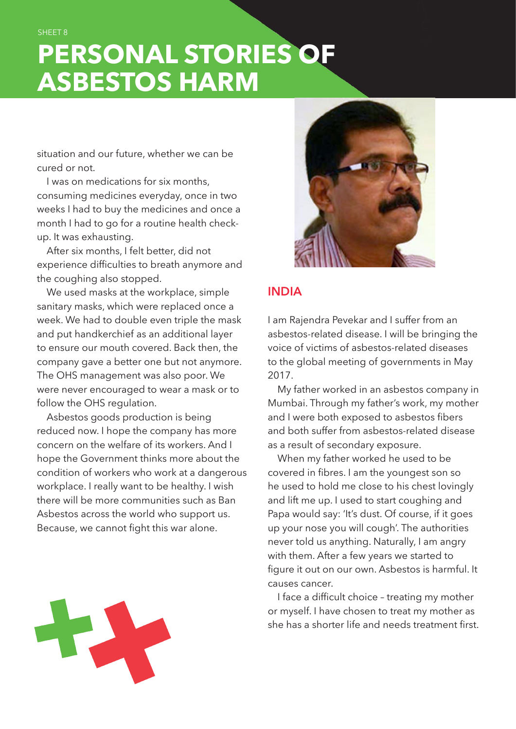SHEET 8

# PERSONAL STORIES OF ASBESTOS HARM

situation and our future, whether we can be cured or not.

I was on medications for six months, consuming medicines everyday, once in two weeks I had to buy the medicines and once a month I had to go for a routine health check-up. It was exhausting.

After six months, I felt better, did not experience difficulties to breath anymore and the coughing also stopped.

We used masks at the workplace, simple sanitary masks, which were replaced once a week. We had to double even triple the mask and put handkerchief as an additional layer to ensure our mouth covered. Back then, the company gave a better one but not anymore. The OHS management was also poor. We were never encouraged to wear a mask or to follow the OHS regulation.

Asbestos goods production is being reduced now. I hope the company has more concern on the welfare of its workers. And I hope the Government thinks more about the condition of workers who work at a dangerous workplace. I really want to be healthy. I wish there will be more communities such as Ban Asbestos across the world who support us. Because, we cannot fight this war alone.

## INDIA

I am Rajendra Pevekar and I suffer from an asbestos-related disease. I will be bringing the voice of victims of asbestos-related diseases to the global meeting of governments in May 2017.

My father worked in an asbestos company in Mumbai. Through my father's work, my mother and I were both exposed to asbestos fibers and both suffer from asbestos-related disease as a result of secondary exposure.

When my father worked he used to be covered in fibres. I am the youngest son so he used to hold me close to his chest lovingly and lift me up. I used to start coughing and Papa would say: 'It's dust. Of course, if it goes up your nose you will cough'. The authorities never told us anything. Naturally, I am angry with them. After a few years we started to figure it out on our own. Asbestos is harmful. It causes cancer.

I face a difficult choice – treating my mother or myself. I have chosen to treat my mother as she has a shorter life and needs treatment first.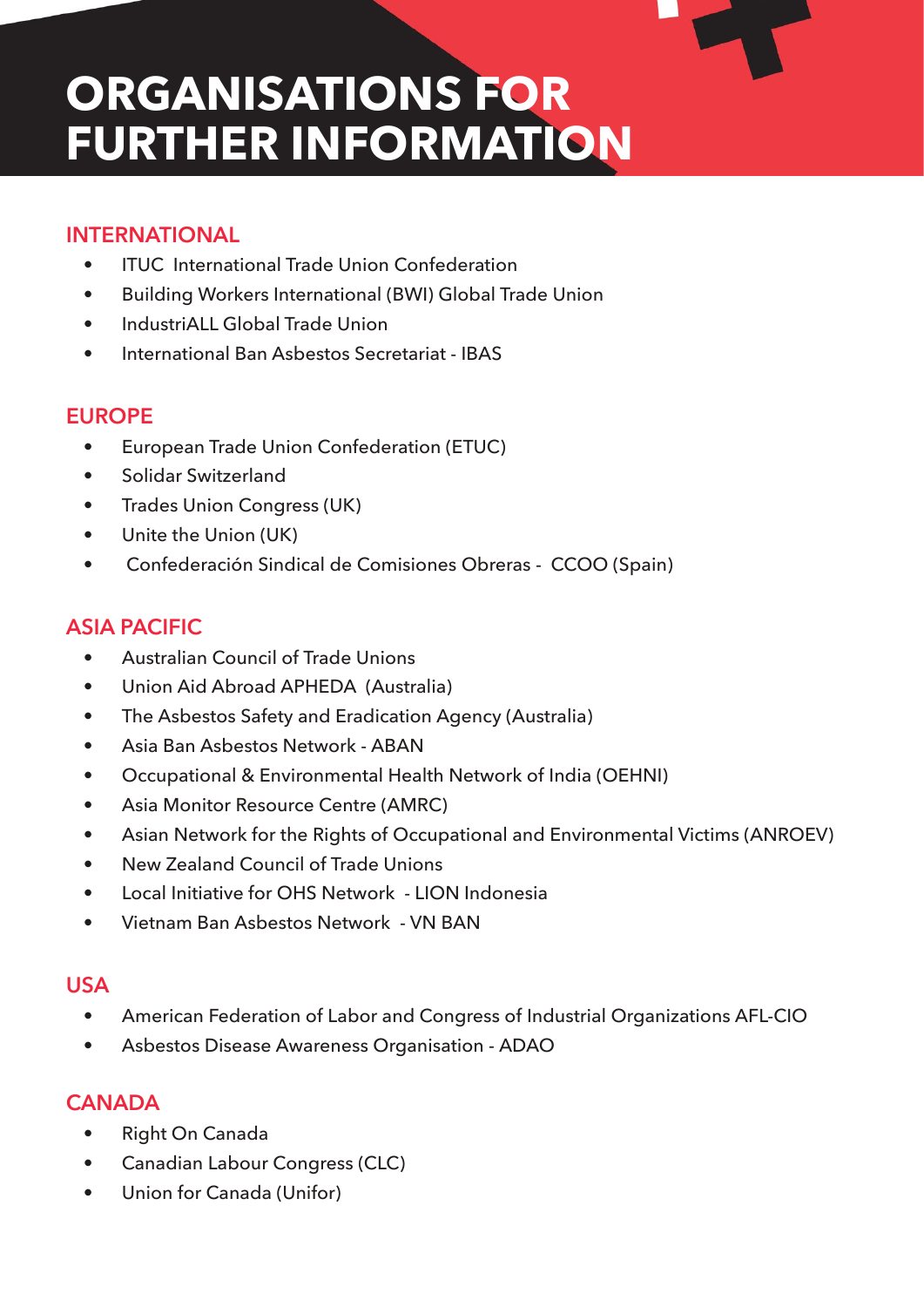# ORGANISATIONS FOR FURTHER INFORMATION

## INTERNATIONAL

- ITUC International Trade Union Confederation
- Building Workers International (BWI) Global Trade Union
- IndustriALL Global Trade Union
- International Ban Asbestos Secretariat - IBAS

## EUROPE

- European Trade Union Confederation (ETUC)
- Solidar Switzerland
- Trades Union Congress (UK)
- Unite the Union (UK)
- Confederación Sindical de Comisiones Obreras - CCOO (Spain)

## ASIA PACIFIC

- Australian Council of Trade Unions
- Union Aid Abroad APHEDA (Australia)
- The Asbestos Safety and Eradication Agency (Australia)
- Asia Ban Asbestos Network - ABAN
- Occupational & Environmental Health Network of India (OEHNI)
- Asia Monitor Resource Centre (AMRC)
- Asian Network for the Rights of Occupational and Environmental Victims (ANROEV)
- New Zealand Council of Trade Unions
- Local Initiative for OHS Network - LION Indonesia
- Vietnam Ban Asbestos Network - VN BAN

## USA

- American Federation of Labor and Congress of Industrial Organizations AFL-CIO
- Asbestos Disease Awareness Organisation - ADAO

## CANADA

- Right On Canada
- Canadian Labour Congress (CLC)
- Union for Canada (Unifor)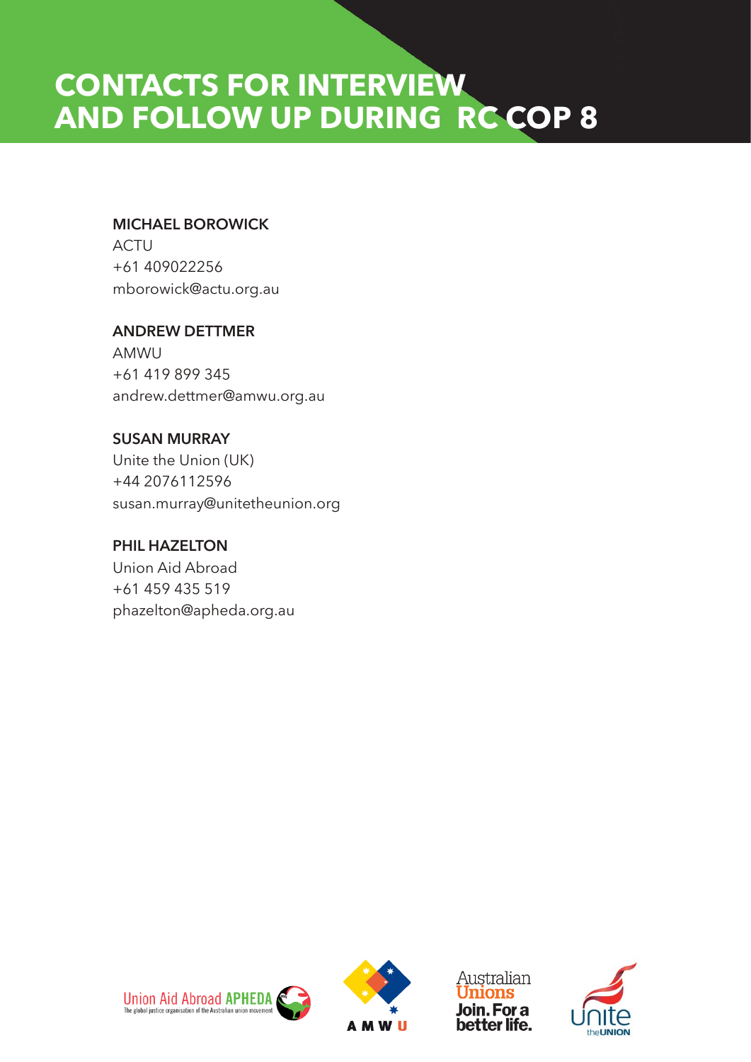# CONTACTS FOR INTERVIEW AND FOLLOW UP DURING RC COP 8

**MICHAEL BOROWICK**
ACTU
+61 409022256
mborowick@actu.org.au

**ANDREW DETTMER**
AMWU
+61 419 899 345
andrew.dettmer@amwu.org.au

**SUSAN MURRAY**
Unite the Union (UK)
+44 2076112596
susan.murray@unitetheunion.org

**PHIL HAZELTON**
Union Aid Abroad
+61 459 435 519
phazelton@apheda.org.au

Union Aid Abroad APHEDA — The global justice organisation of the Australian union movement

AMWU

Australian Unions — Join. For a better life.

Unite the UNION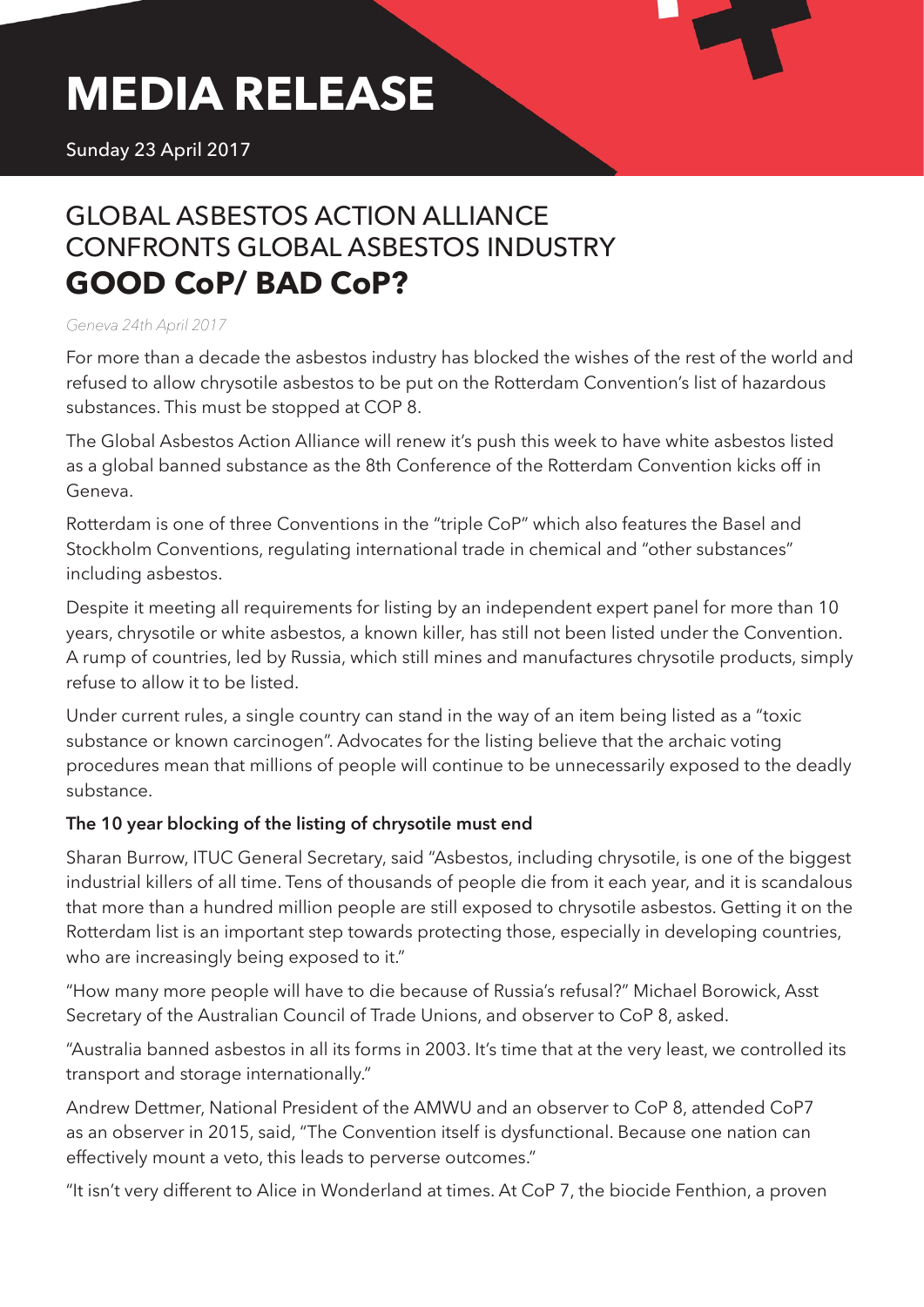# MEDIA RELEASE

Sunday 23 April 2017

## GLOBAL ASBESTOS ACTION ALLIANCE CONFRONTS GLOBAL ASBESTOS INDUSTRY
## **GOOD CoP/ BAD CoP?**

*Geneva 24th April 2017*

For more than a decade the asbestos industry has blocked the wishes of the rest of the world and refused to allow chrysotile asbestos to be put on the Rotterdam Convention's list of hazardous substances. This must be stopped at COP 8.

The Global Asbestos Action Alliance will renew it's push this week to have white asbestos listed as a global banned substance as the 8th Conference of the Rotterdam Convention kicks off in Geneva.

Rotterdam is one of three Conventions in the "triple CoP" which also features the Basel and Stockholm Conventions, regulating international trade in chemical and "other substances" including asbestos.

Despite it meeting all requirements for listing by an independent expert panel for more than 10 years, chrysotile or white asbestos, a known killer, has still not been listed under the Convention. A rump of countries, led by Russia, which still mines and manufactures chrysotile products, simply refuse to allow it to be listed.

Under current rules, a single country can stand in the way of an item being listed as a "toxic substance or known carcinogen". Advocates for the listing believe that the archaic voting procedures mean that millions of people will continue to be unnecessarily exposed to the deadly substance.

**The 10 year blocking of the listing of chrysotile must end**

Sharan Burrow, ITUC General Secretary, said "Asbestos, including chrysotile, is one of the biggest industrial killers of all time. Tens of thousands of people die from it each year, and it is scandalous that more than a hundred million people are still exposed to chrysotile asbestos. Getting it on the Rotterdam list is an important step towards protecting those, especially in developing countries, who are increasingly being exposed to it."

"How many more people will have to die because of Russia's refusal?" Michael Borowick, Asst Secretary of the Australian Council of Trade Unions, and observer to CoP 8, asked.

"Australia banned asbestos in all its forms in 2003. It's time that at the very least, we controlled its transport and storage internationally."

Andrew Dettmer, National President of the AMWU and an observer to CoP 8, attended CoP7 as an observer in 2015, said, "The Convention itself is dysfunctional. Because one nation can effectively mount a veto, this leads to perverse outcomes."

"It isn't very different to Alice in Wonderland at times. At CoP 7, the biocide Fenthion, a proven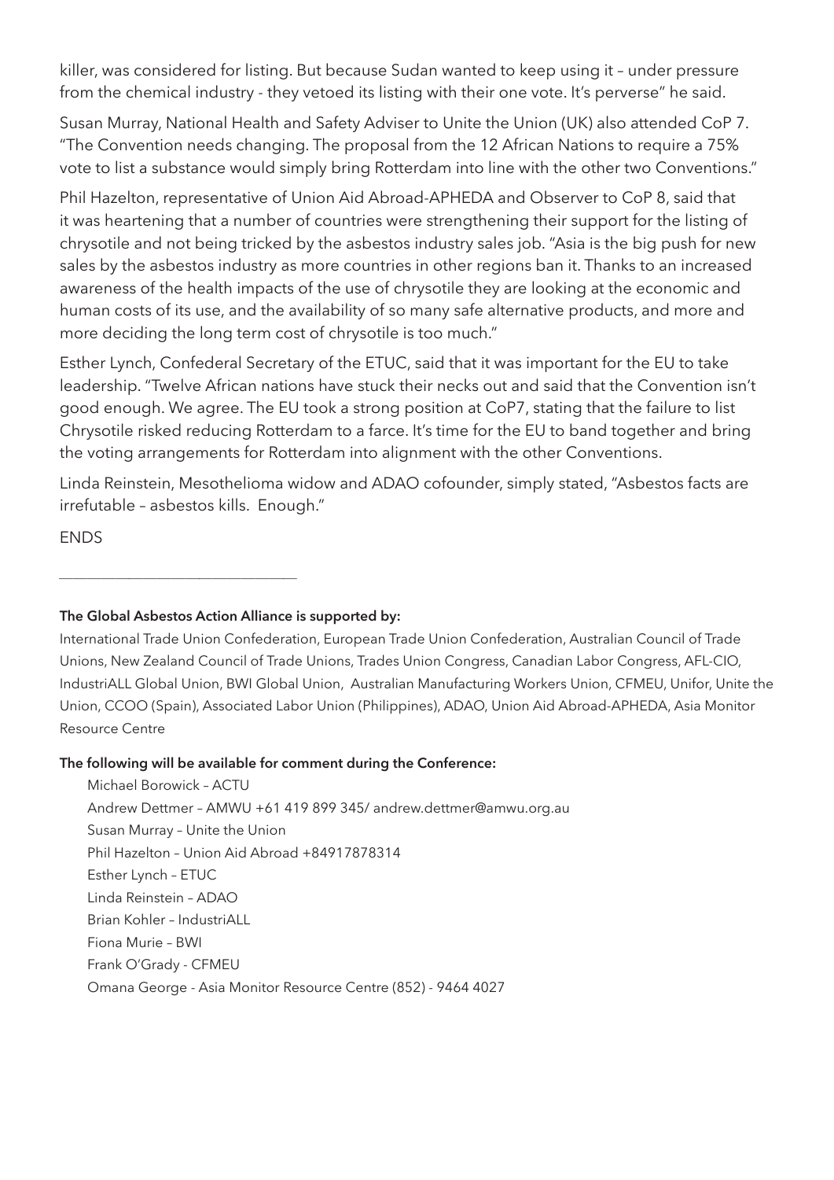killer, was considered for listing. But because Sudan wanted to keep using it – under pressure from the chemical industry - they vetoed its listing with their one vote. It's perverse" he said.

Susan Murray, National Health and Safety Adviser to Unite the Union (UK) also attended CoP 7. "The Convention needs changing. The proposal from the 12 African Nations to require a 75% vote to list a substance would simply bring Rotterdam into line with the other two Conventions."

Phil Hazelton, representative of Union Aid Abroad-APHEDA and Observer to CoP 8, said that it was heartening that a number of countries were strengthening their support for the listing of chrysotile and not being tricked by the asbestos industry sales job. "Asia is the big push for new sales by the asbestos industry as more countries in other regions ban it. Thanks to an increased awareness of the health impacts of the use of chrysotile they are looking at the economic and human costs of its use, and the availability of so many safe alternative products, and more and more deciding the long term cost of chrysotile is too much."

Esther Lynch, Confederal Secretary of the ETUC, said that it was important for the EU to take leadership. "Twelve African nations have stuck their necks out and said that the Convention isn't good enough. We agree. The EU took a strong position at CoP7, stating that the failure to list Chrysotile risked reducing Rotterdam to a farce. It's time for the EU to band together and bring the voting arrangements for Rotterdam into alignment with the other Conventions.

Linda Reinstein, Mesothelioma widow and ADAO cofounder, simply stated, "Asbestos facts are irrefutable – asbestos kills. Enough."

ENDS

---

**The Global Asbestos Action Alliance is supported by:**

International Trade Union Confederation, European Trade Union Confederation, Australian Council of Trade Unions, New Zealand Council of Trade Unions, Trades Union Congress, Canadian Labor Congress, AFL-CIO, IndustriALL Global Union, BWI Global Union, Australian Manufacturing Workers Union, CFMEU, Unifor, Unite the Union, CCOO (Spain), Associated Labor Union (Philippines), ADAO, Union Aid Abroad-APHEDA, Asia Monitor Resource Centre

**The following will be available for comment during the Conference:**

Michael Borowick – ACTU
Andrew Dettmer – AMWU +61 419 899 345/ andrew.dettmer@amwu.org.au
Susan Murray – Unite the Union
Phil Hazelton – Union Aid Abroad +84917878314
Esther Lynch – ETUC
Linda Reinstein – ADAO
Brian Kohler – IndustriALL
Fiona Murie – BWI
Frank O'Grady - CFMEU
Omana George - Asia Monitor Resource Centre (852) - 9464 4027